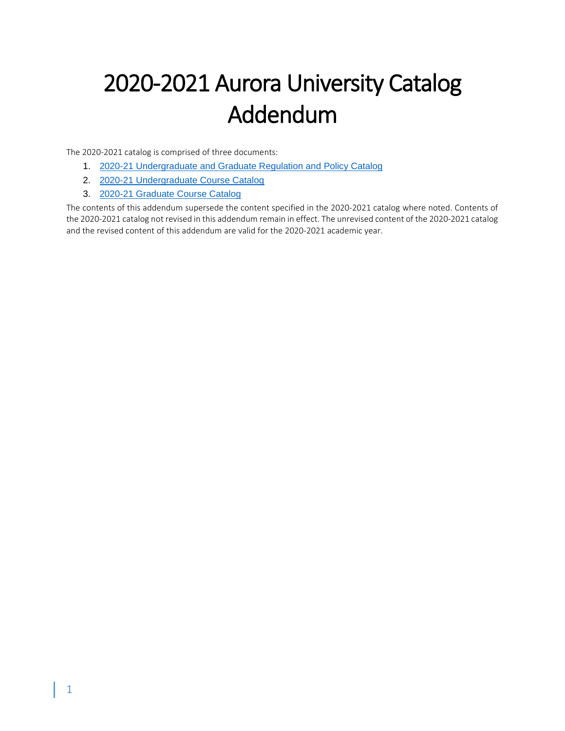# 2020-2021 Aurora University Catalog Addendum

The 2020-2021 catalog is comprised of three documents:

1. 2020-21 Undergraduate and Graduate Regulation and Policy Catalog
2. 2020-21 Undergraduate Course Catalog
3. 2020-21 Graduate Course Catalog

The contents of this addendum supersede the content specified in the 2020-2021 catalog where noted. Contents of the 2020-2021 catalog not revised in this addendum remain in effect. The unrevised content of the 2020-2021 catalog and the revised content of this addendum are valid for the 2020-2021 academic year.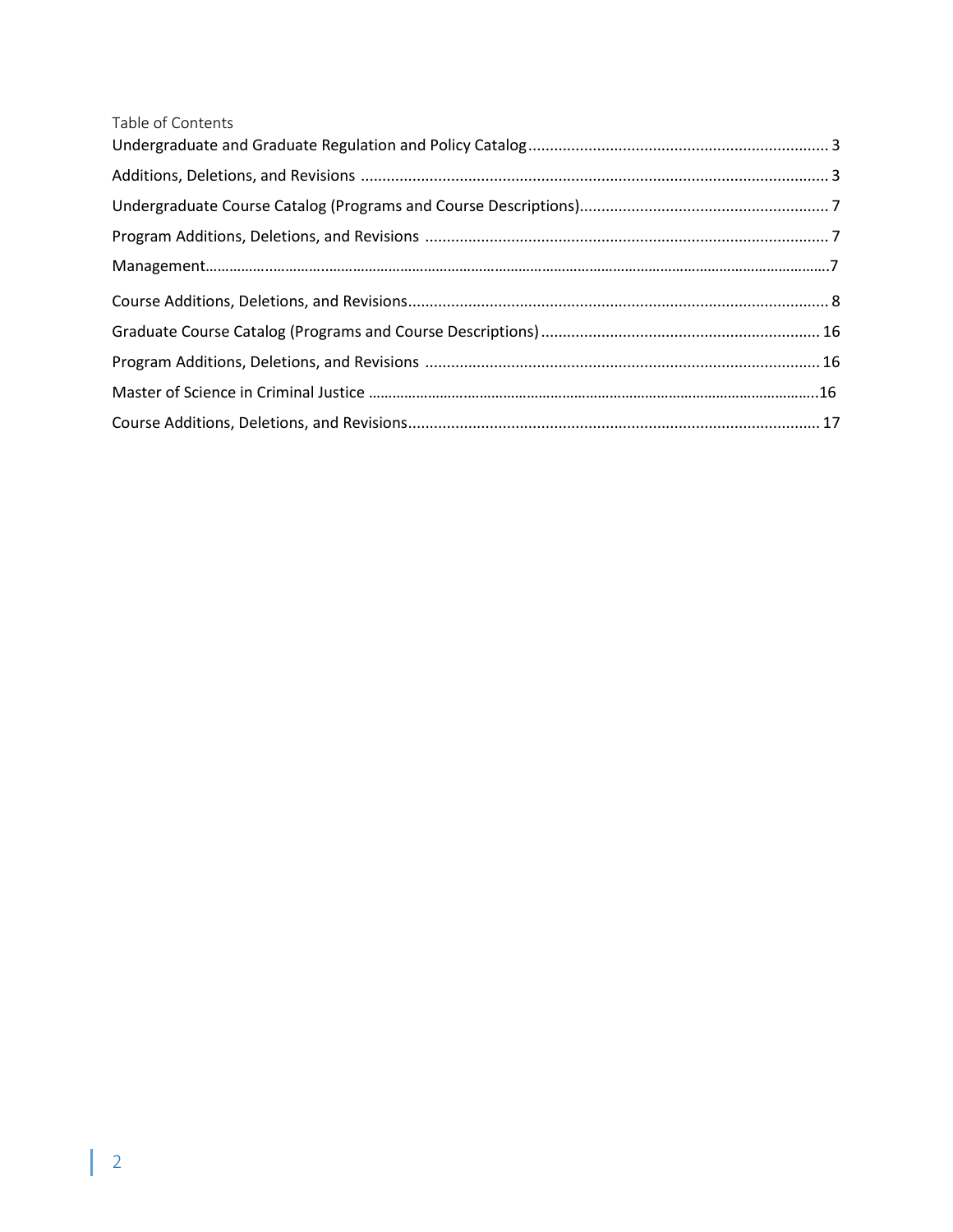Table of Contents

Undergraduate and Graduate Regulation and Policy Catalog ..................................................................... 3

Additions, Deletions, and Revisions ............................................................................................................ 3

Undergraduate Course Catalog (Programs and Course Descriptions)......................................................... 7

Program Additions, Deletions, and Revisions ............................................................................................. 7

Management.............................................................................................................................................7

Course Additions, Deletions, and Revisions................................................................................................. 8

Graduate Course Catalog (Programs and Course Descriptions)................................................................ 16

Program Additions, Deletions, and Revisions ........................................................................................... 16

Master of Science in Criminal Justice ........................................................................................................16

Course Additions, Deletions, and Revisions............................................................................................... 17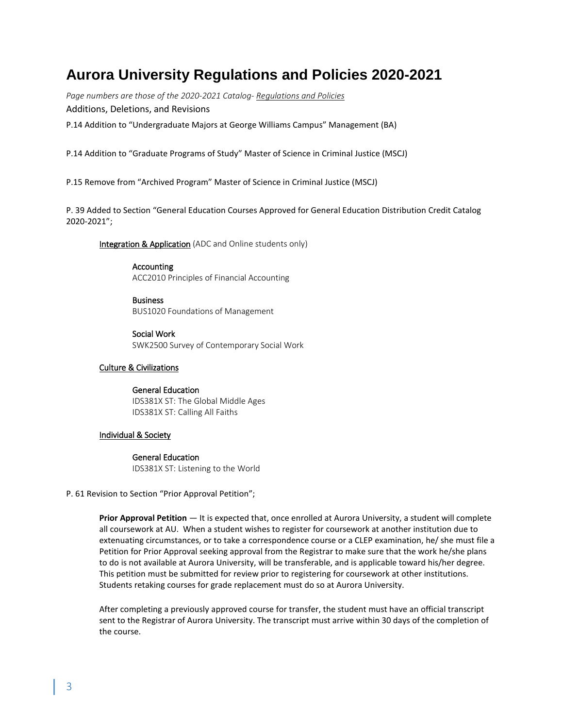# Aurora University Regulations and Policies 2020-2021

*Page numbers are those of the 2020-2021 Catalog- Regulations and Policies*

Additions, Deletions, and Revisions

P.14 Addition to "Undergraduate Majors at George Williams Campus" Management (BA)

P.14 Addition to "Graduate Programs of Study" Master of Science in Criminal Justice (MSCJ)

P.15 Remove from "Archived Program" Master of Science in Criminal Justice (MSCJ)

P. 39 Added to Section "General Education Courses Approved for General Education Distribution Credit Catalog 2020-2021";

Integration & Application (ADC and Online students only)

Accounting
ACC2010 Principles of Financial Accounting

Business
BUS1020 Foundations of Management

Social Work
SWK2500 Survey of Contemporary Social Work

Culture & Civilizations

General Education
IDS381X ST: The Global Middle Ages
IDS381X ST: Calling All Faiths

Individual & Society

General Education
IDS381X ST: Listening to the World

P. 61 Revision to Section "Prior Approval Petition";

**Prior Approval Petition** — It is expected that, once enrolled at Aurora University, a student will complete all coursework at AU. When a student wishes to register for coursework at another institution due to extenuating circumstances, or to take a correspondence course or a CLEP examination, he/ she must file a Petition for Prior Approval seeking approval from the Registrar to make sure that the work he/she plans to do is not available at Aurora University, will be transferable, and is applicable toward his/her degree. This petition must be submitted for review prior to registering for coursework at other institutions. Students retaking courses for grade replacement must do so at Aurora University.

After completing a previously approved course for transfer, the student must have an official transcript sent to the Registrar of Aurora University. The transcript must arrive within 30 days of the completion of the course.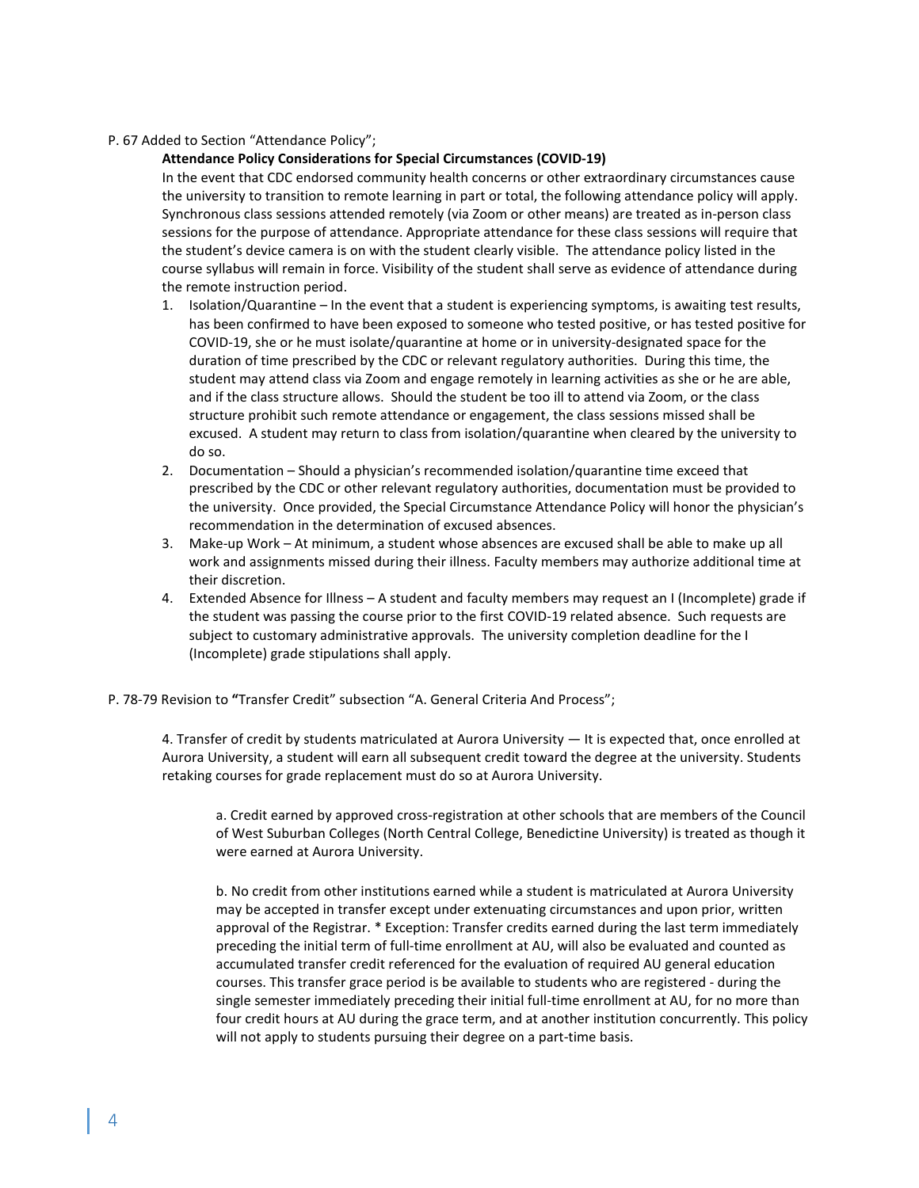P. 67 Added to Section "Attendance Policy";

**Attendance Policy Considerations for Special Circumstances (COVID-19)**

In the event that CDC endorsed community health concerns or other extraordinary circumstances cause the university to transition to remote learning in part or total, the following attendance policy will apply. Synchronous class sessions attended remotely (via Zoom or other means) are treated as in-person class sessions for the purpose of attendance. Appropriate attendance for these class sessions will require that the student's device camera is on with the student clearly visible. The attendance policy listed in the course syllabus will remain in force. Visibility of the student shall serve as evidence of attendance during the remote instruction period.

1. Isolation/Quarantine – In the event that a student is experiencing symptoms, is awaiting test results, has been confirmed to have been exposed to someone who tested positive, or has tested positive for COVID-19, she or he must isolate/quarantine at home or in university-designated space for the duration of time prescribed by the CDC or relevant regulatory authorities. During this time, the student may attend class via Zoom and engage remotely in learning activities as she or he are able, and if the class structure allows. Should the student be too ill to attend via Zoom, or the class structure prohibit such remote attendance or engagement, the class sessions missed shall be excused. A student may return to class from isolation/quarantine when cleared by the university to do so.
2. Documentation – Should a physician's recommended isolation/quarantine time exceed that prescribed by the CDC or other relevant regulatory authorities, documentation must be provided to the university. Once provided, the Special Circumstance Attendance Policy will honor the physician's recommendation in the determination of excused absences.
3. Make-up Work – At minimum, a student whose absences are excused shall be able to make up all work and assignments missed during their illness. Faculty members may authorize additional time at their discretion.
4. Extended Absence for Illness – A student and faculty members may request an I (Incomplete) grade if the student was passing the course prior to the first COVID-19 related absence. Such requests are subject to customary administrative approvals. The university completion deadline for the I (Incomplete) grade stipulations shall apply.

P. 78-79 Revision to **"**Transfer Credit" subsection "A. General Criteria And Process";

4. Transfer of credit by students matriculated at Aurora University — It is expected that, once enrolled at Aurora University, a student will earn all subsequent credit toward the degree at the university. Students retaking courses for grade replacement must do so at Aurora University.

a. Credit earned by approved cross-registration at other schools that are members of the Council of West Suburban Colleges (North Central College, Benedictine University) is treated as though it were earned at Aurora University.

b. No credit from other institutions earned while a student is matriculated at Aurora University may be accepted in transfer except under extenuating circumstances and upon prior, written approval of the Registrar. * Exception: Transfer credits earned during the last term immediately preceding the initial term of full-time enrollment at AU, will also be evaluated and counted as accumulated transfer credit referenced for the evaluation of required AU general education courses. This transfer grace period is be available to students who are registered - during the single semester immediately preceding their initial full-time enrollment at AU, for no more than four credit hours at AU during the grace term, and at another institution concurrently. This policy will not apply to students pursuing their degree on a part-time basis.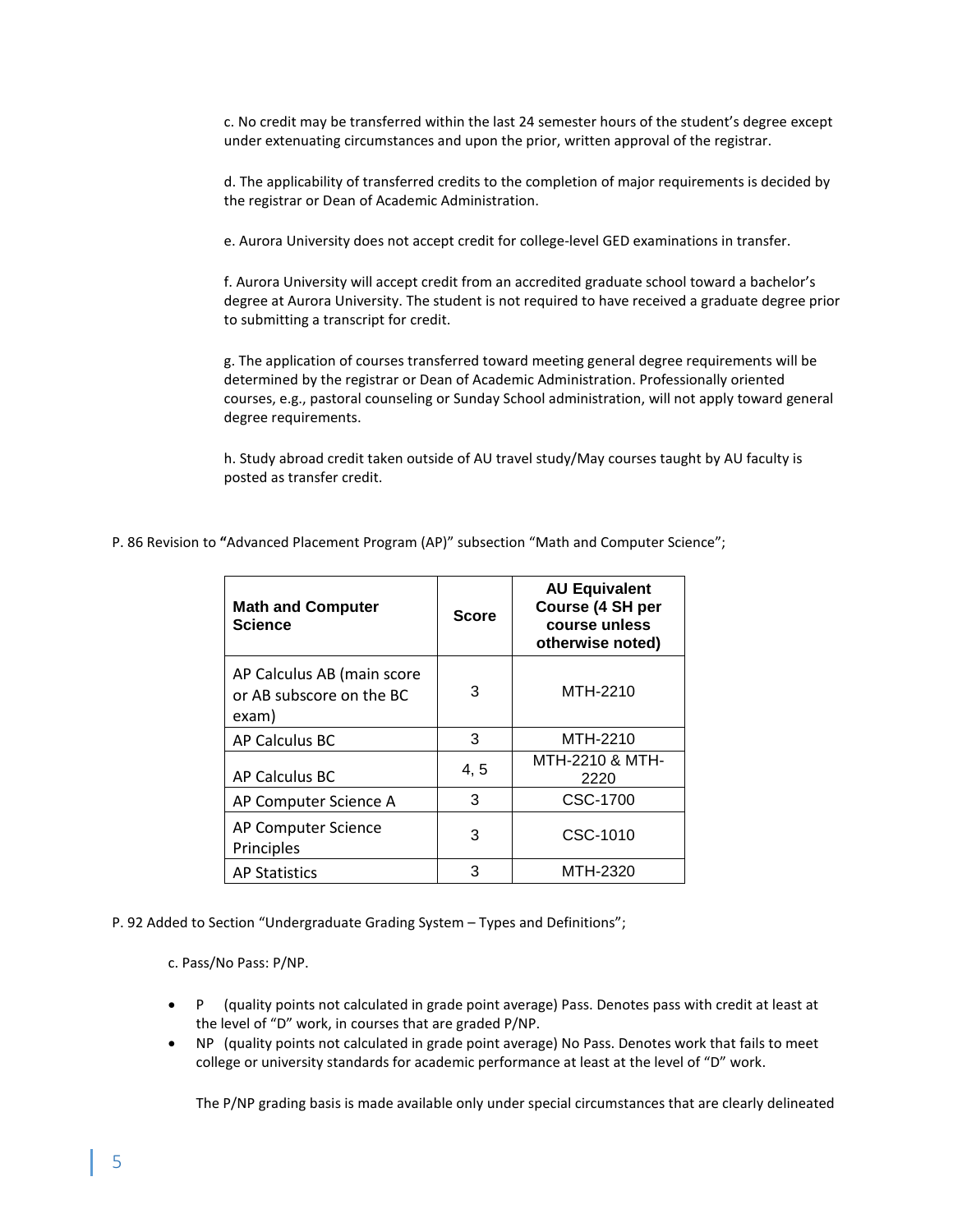c. No credit may be transferred within the last 24 semester hours of the student's degree except under extenuating circumstances and upon the prior, written approval of the registrar.

d. The applicability of transferred credits to the completion of major requirements is decided by the registrar or Dean of Academic Administration.

e. Aurora University does not accept credit for college-level GED examinations in transfer.

f. Aurora University will accept credit from an accredited graduate school toward a bachelor's degree at Aurora University. The student is not required to have received a graduate degree prior to submitting a transcript for credit.

g. The application of courses transferred toward meeting general degree requirements will be determined by the registrar or Dean of Academic Administration. Professionally oriented courses, e.g., pastoral counseling or Sunday School administration, will not apply toward general degree requirements.

h. Study abroad credit taken outside of AU travel study/May courses taught by AU faculty is posted as transfer credit.

P. 86 Revision to **"**Advanced Placement Program (AP)" subsection "Math and Computer Science";

| **Math and Computer Science** | **Score** | **AU Equivalent Course (4 SH per course unless otherwise noted)** |
|---|---|---|
| AP Calculus AB (main score or AB subscore on the BC exam) | 3 | MTH-2210 |
| AP Calculus BC | 3 | MTH-2210 |
| AP Calculus BC | 4, 5 | MTH-2210 & MTH-2220 |
| AP Computer Science A | 3 | CSC-1700 |
| AP Computer Science Principles | 3 | CSC-1010 |
| AP Statistics | 3 | MTH-2320 |

P. 92 Added to Section "Undergraduate Grading System – Types and Definitions";

c. Pass/No Pass: P/NP.

- P (quality points not calculated in grade point average) Pass. Denotes pass with credit at least at the level of "D" work, in courses that are graded P/NP.
- NP (quality points not calculated in grade point average) No Pass. Denotes work that fails to meet college or university standards for academic performance at least at the level of "D" work.

The P/NP grading basis is made available only under special circumstances that are clearly delineated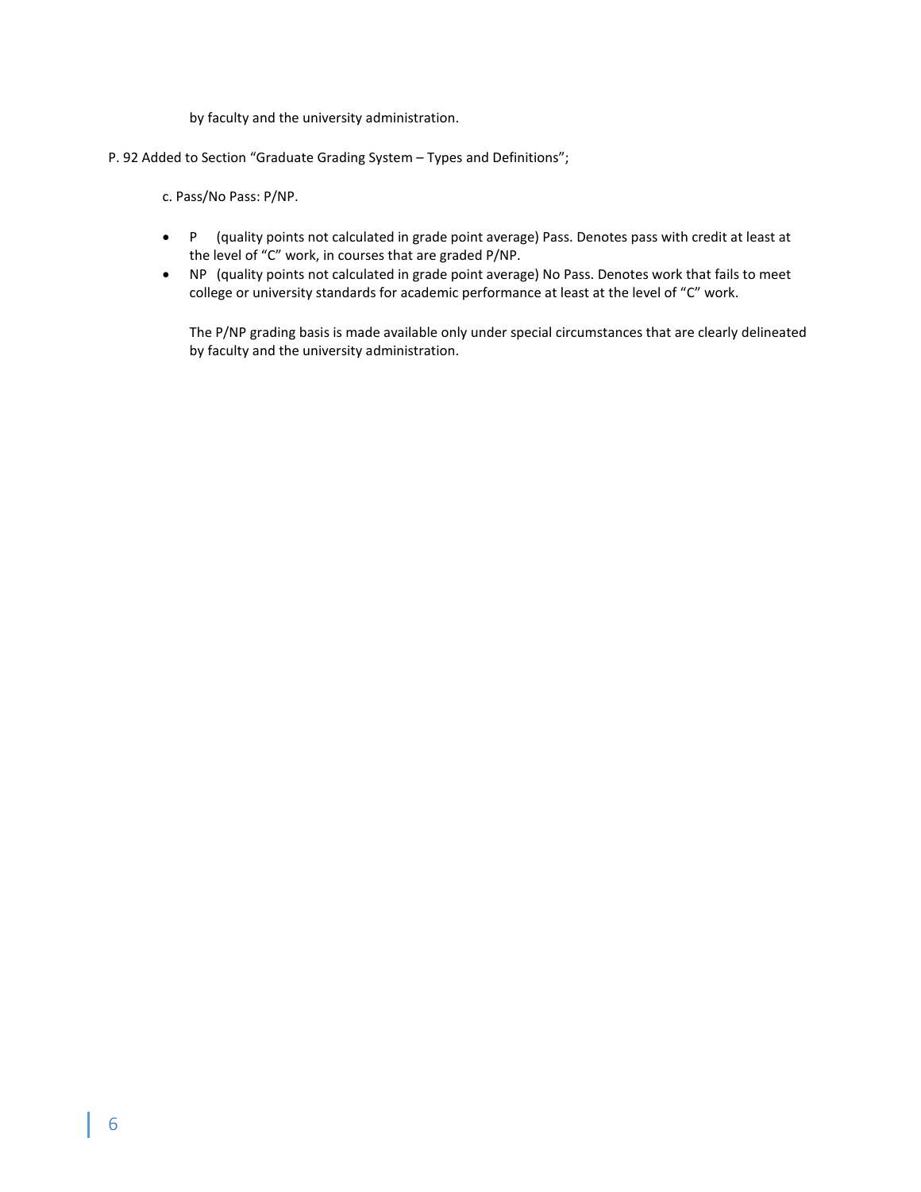by faculty and the university administration.

P. 92 Added to Section “Graduate Grading System – Types and Definitions”;

c. Pass/No Pass: P/NP.

- P (quality points not calculated in grade point average) Pass. Denotes pass with credit at least at the level of “C” work, in courses that are graded P/NP.
- NP (quality points not calculated in grade point average) No Pass. Denotes work that fails to meet college or university standards for academic performance at least at the level of “C” work.

The P/NP grading basis is made available only under special circumstances that are clearly delineated by faculty and the university administration.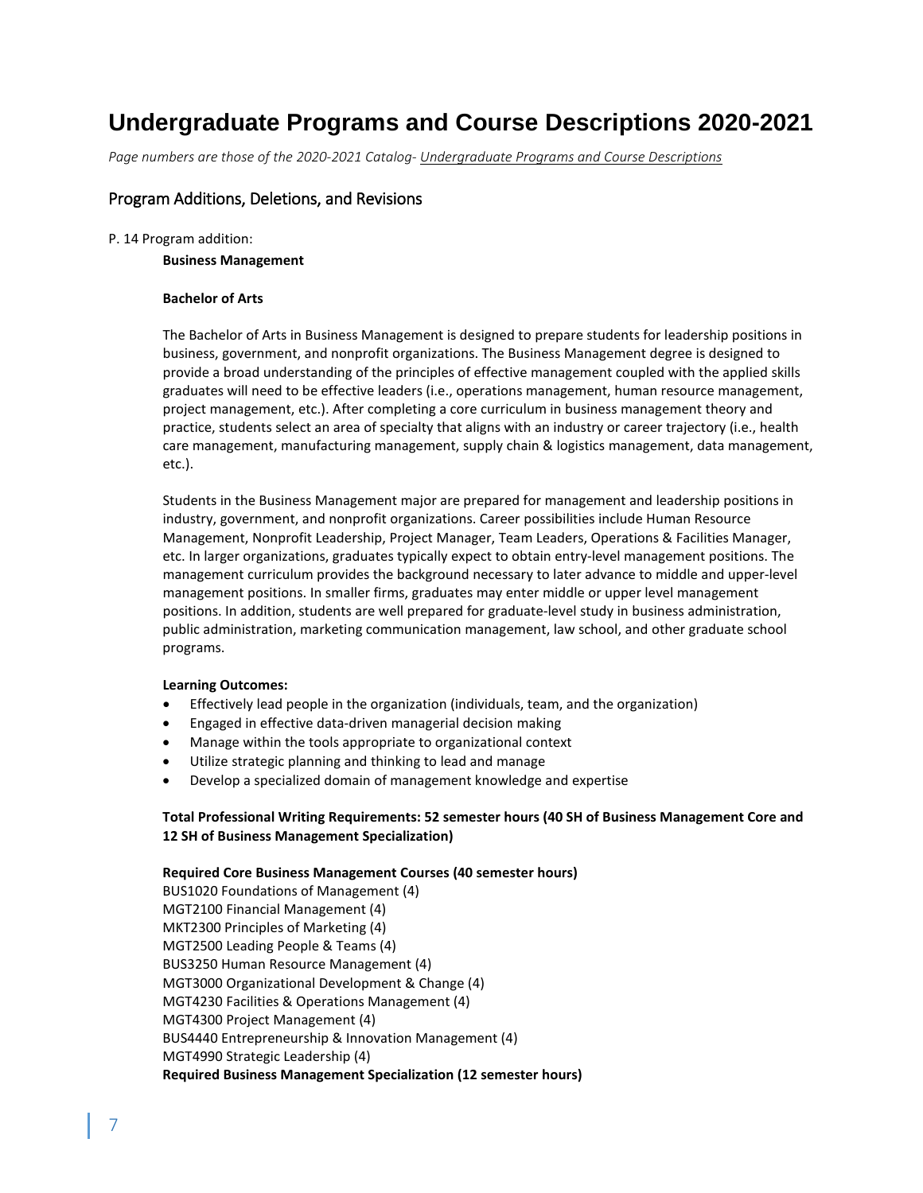# Undergraduate Programs and Course Descriptions 2020-2021

*Page numbers are those of the 2020-2021 Catalog- Undergraduate Programs and Course Descriptions*

## Program Additions, Deletions, and Revisions

P. 14 Program addition:

**Business Management**

**Bachelor of Arts**

The Bachelor of Arts in Business Management is designed to prepare students for leadership positions in business, government, and nonprofit organizations. The Business Management degree is designed to provide a broad understanding of the principles of effective management coupled with the applied skills graduates will need to be effective leaders (i.e., operations management, human resource management, project management, etc.). After completing a core curriculum in business management theory and practice, students select an area of specialty that aligns with an industry or career trajectory (i.e., health care management, manufacturing management, supply chain & logistics management, data management, etc.).

Students in the Business Management major are prepared for management and leadership positions in industry, government, and nonprofit organizations. Career possibilities include Human Resource Management, Nonprofit Leadership, Project Manager, Team Leaders, Operations & Facilities Manager, etc. In larger organizations, graduates typically expect to obtain entry-level management positions. The management curriculum provides the background necessary to later advance to middle and upper-level management positions. In smaller firms, graduates may enter middle or upper level management positions. In addition, students are well prepared for graduate-level study in business administration, public administration, marketing communication management, law school, and other graduate school programs.

**Learning Outcomes:**

- Effectively lead people in the organization (individuals, team, and the organization)
- Engaged in effective data-driven managerial decision making
- Manage within the tools appropriate to organizational context
- Utilize strategic planning and thinking to lead and manage
- Develop a specialized domain of management knowledge and expertise

**Total Professional Writing Requirements: 52 semester hours (40 SH of Business Management Core and 12 SH of Business Management Specialization)**

**Required Core Business Management Courses (40 semester hours)**
BUS1020 Foundations of Management (4)
MGT2100 Financial Management (4)
MKT2300 Principles of Marketing (4)
MGT2500 Leading People & Teams (4)
BUS3250 Human Resource Management (4)
MGT3000 Organizational Development & Change (4)
MGT4230 Facilities & Operations Management (4)
MGT4300 Project Management (4)
BUS4440 Entrepreneurship & Innovation Management (4)
MGT4990 Strategic Leadership (4)
**Required Business Management Specialization (12 semester hours)**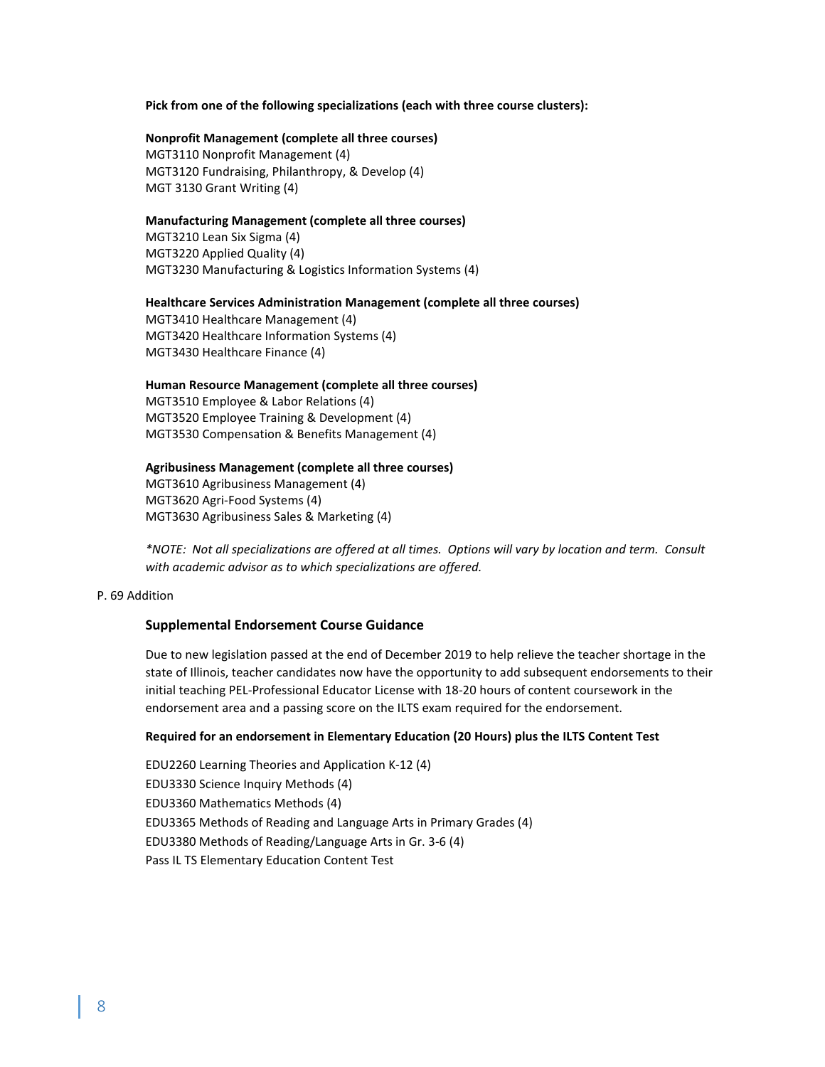**Pick from one of the following specializations (each with three course clusters):**

**Nonprofit Management (complete all three courses)**
MGT3110 Nonprofit Management (4)
MGT3120 Fundraising, Philanthropy, & Develop (4)
MGT 3130 Grant Writing (4)

**Manufacturing Management (complete all three courses)**
MGT3210 Lean Six Sigma (4)
MGT3220 Applied Quality (4)
MGT3230 Manufacturing & Logistics Information Systems (4)

**Healthcare Services Administration Management (complete all three courses)**
MGT3410 Healthcare Management (4)
MGT3420 Healthcare Information Systems (4)
MGT3430 Healthcare Finance (4)

**Human Resource Management (complete all three courses)**
MGT3510 Employee & Labor Relations (4)
MGT3520 Employee Training & Development (4)
MGT3530 Compensation & Benefits Management (4)

**Agribusiness Management (complete all three courses)**
MGT3610 Agribusiness Management (4)
MGT3620 Agri-Food Systems (4)
MGT3630 Agribusiness Sales & Marketing (4)

*\*NOTE: Not all specializations are offered at all times. Options will vary by location and term. Consult with academic advisor as to which specializations are offered.*

P. 69 Addition

### Supplemental Endorsement Course Guidance

Due to new legislation passed at the end of December 2019 to help relieve the teacher shortage in the state of Illinois, teacher candidates now have the opportunity to add subsequent endorsements to their initial teaching PEL-Professional Educator License with 18-20 hours of content coursework in the endorsement area and a passing score on the ILTS exam required for the endorsement.

**Required for an endorsement in Elementary Education (20 Hours) plus the ILTS Content Test**

EDU2260 Learning Theories and Application K-12 (4)
EDU3330 Science Inquiry Methods (4)
EDU3360 Mathematics Methods (4)
EDU3365 Methods of Reading and Language Arts in Primary Grades (4)
EDU3380 Methods of Reading/Language Arts in Gr. 3-6 (4)
Pass IL TS Elementary Education Content Test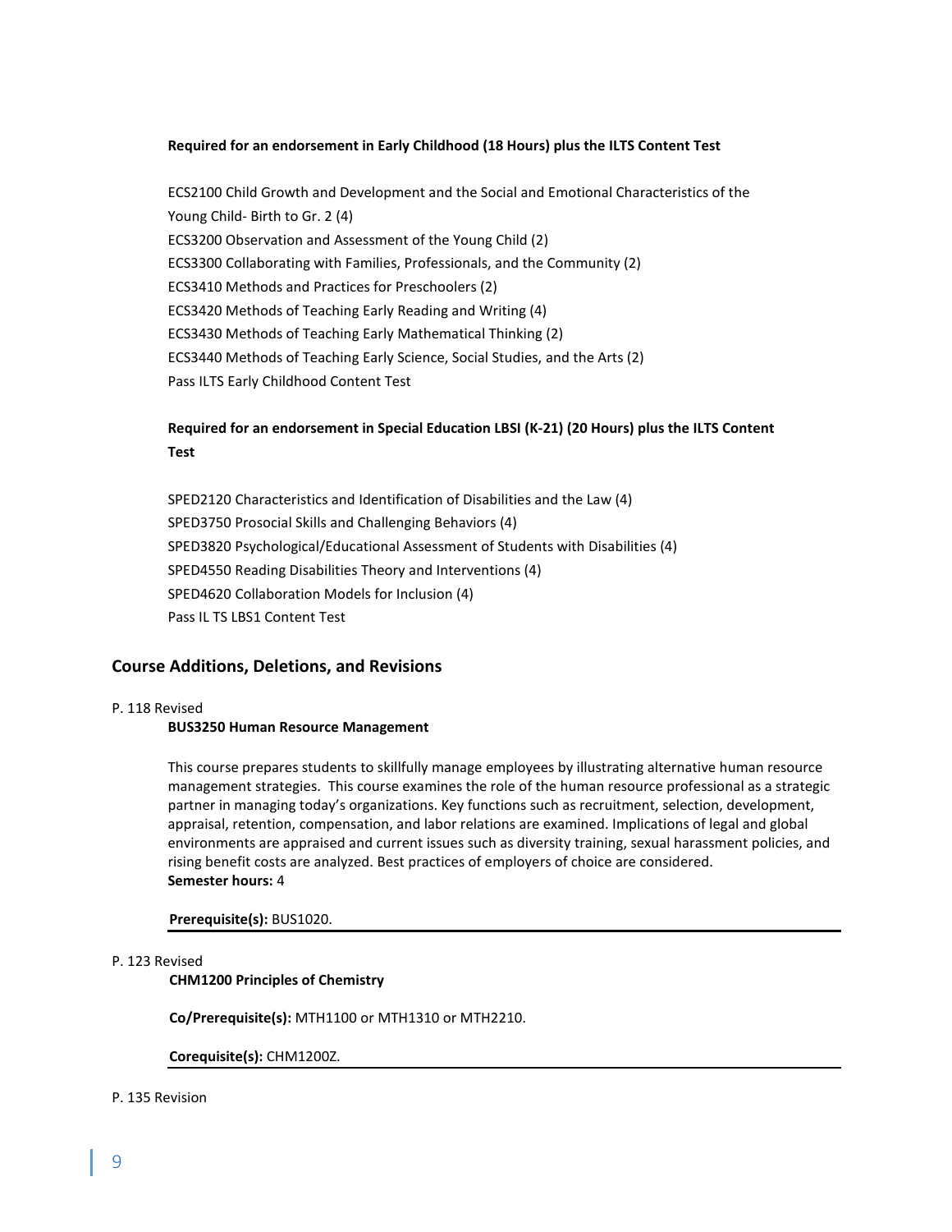**Required for an endorsement in Early Childhood (18 Hours) plus the ILTS Content Test**

ECS2100 Child Growth and Development and the Social and Emotional Characteristics of the Young Child- Birth to Gr. 2 (4)
ECS3200 Observation and Assessment of the Young Child (2)
ECS3300 Collaborating with Families, Professionals, and the Community (2)
ECS3410 Methods and Practices for Preschoolers (2)
ECS3420 Methods of Teaching Early Reading and Writing (4)
ECS3430 Methods of Teaching Early Mathematical Thinking (2)
ECS3440 Methods of Teaching Early Science, Social Studies, and the Arts (2)
Pass ILTS Early Childhood Content Test

**Required for an endorsement in Special Education LBSI (K-21) (20 Hours) plus the ILTS Content Test**

SPED2120 Characteristics and Identification of Disabilities and the Law (4)
SPED3750 Prosocial Skills and Challenging Behaviors (4)
SPED3820 Psychological/Educational Assessment of Students with Disabilities (4)
SPED4550 Reading Disabilities Theory and Interventions (4)
SPED4620 Collaboration Models for Inclusion (4)
Pass IL TS LBS1 Content Test

## Course Additions, Deletions, and Revisions

P. 118 Revised

**BUS3250 Human Resource Management**

This course prepares students to skillfully manage employees by illustrating alternative human resource management strategies. This course examines the role of the human resource professional as a strategic partner in managing today's organizations. Key functions such as recruitment, selection, development, appraisal, retention, compensation, and labor relations are examined. Implications of legal and global environments are appraised and current issues such as diversity training, sexual harassment policies, and rising benefit costs are analyzed. Best practices of employers of choice are considered.
**Semester hours:** 4

**Prerequisite(s):** BUS1020.

---

P. 123 Revised

**CHM1200 Principles of Chemistry**

**Co/Prerequisite(s):** MTH1100 or MTH1310 or MTH2210.

**Corequisite(s):** CHM1200Z.

---

P. 135 Revision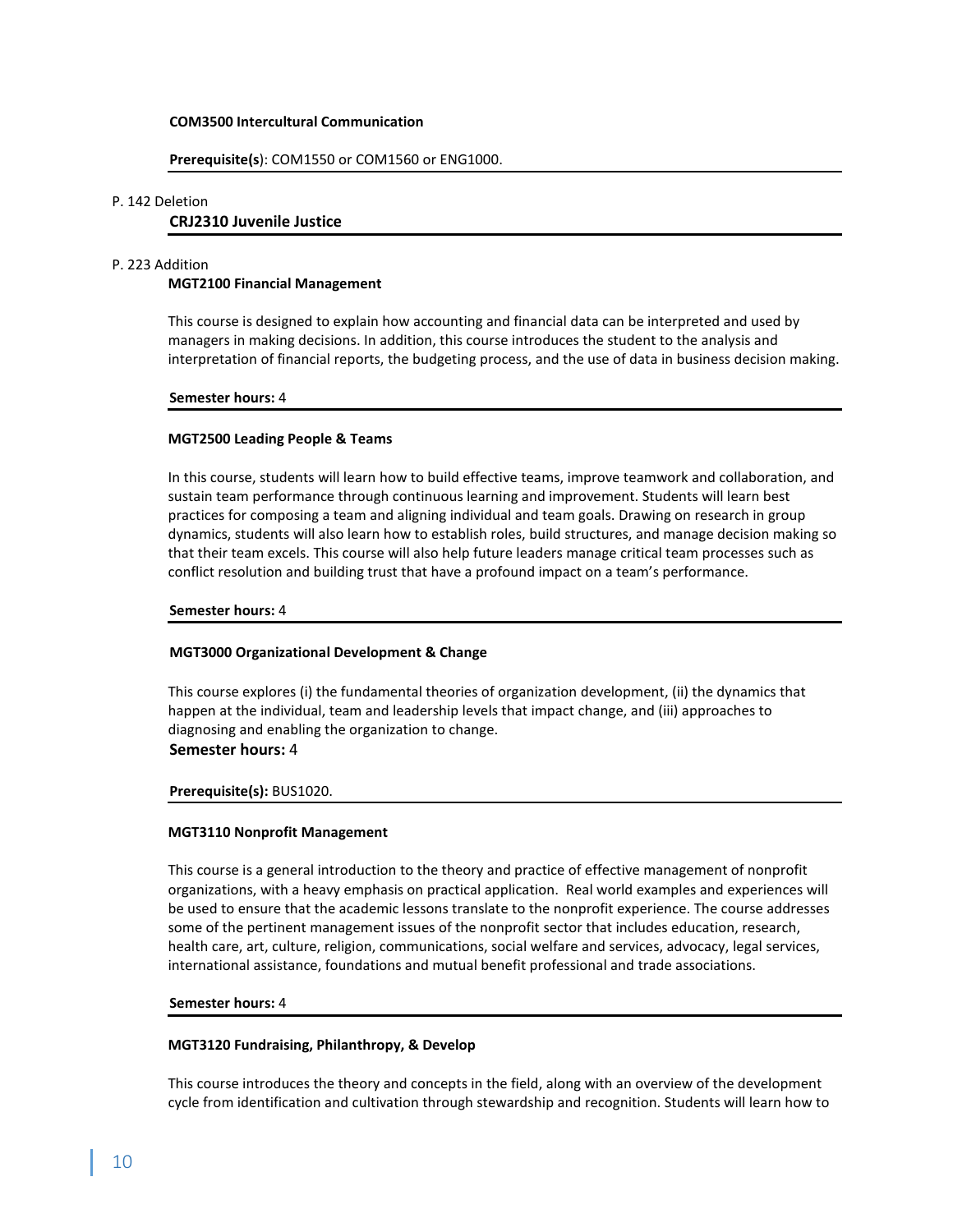**COM3500 Intercultural Communication**

**Prerequisite(s**): COM1550 or COM1560 or ENG1000.

---

P. 142 Deletion

**CRJ2310 Juvenile Justice**

---

P. 223 Addition

**MGT2100 Financial Management**

This course is designed to explain how accounting and financial data can be interpreted and used by managers in making decisions. In addition, this course introduces the student to the analysis and interpretation of financial reports, the budgeting process, and the use of data in business decision making.

**Semester hours:** 4

---

**MGT2500 Leading People & Teams**

In this course, students will learn how to build effective teams, improve teamwork and collaboration, and sustain team performance through continuous learning and improvement. Students will learn best practices for composing a team and aligning individual and team goals. Drawing on research in group dynamics, students will also learn how to establish roles, build structures, and manage decision making so that their team excels. This course will also help future leaders manage critical team processes such as conflict resolution and building trust that have a profound impact on a team's performance.

**Semester hours:** 4

---

**MGT3000 Organizational Development & Change**

This course explores (i) the fundamental theories of organization development, (ii) the dynamics that happen at the individual, team and leadership levels that impact change, and (iii) approaches to diagnosing and enabling the organization to change.

**Semester hours:** 4

**Prerequisite(s):** BUS1020.

---

**MGT3110 Nonprofit Management**

This course is a general introduction to the theory and practice of effective management of nonprofit organizations, with a heavy emphasis on practical application. Real world examples and experiences will be used to ensure that the academic lessons translate to the nonprofit experience. The course addresses some of the pertinent management issues of the nonprofit sector that includes education, research, health care, art, culture, religion, communications, social welfare and services, advocacy, legal services, international assistance, foundations and mutual benefit professional and trade associations.

**Semester hours:** 4

---

**MGT3120 Fundraising, Philanthropy, & Develop**

This course introduces the theory and concepts in the field, along with an overview of the development cycle from identification and cultivation through stewardship and recognition. Students will learn how to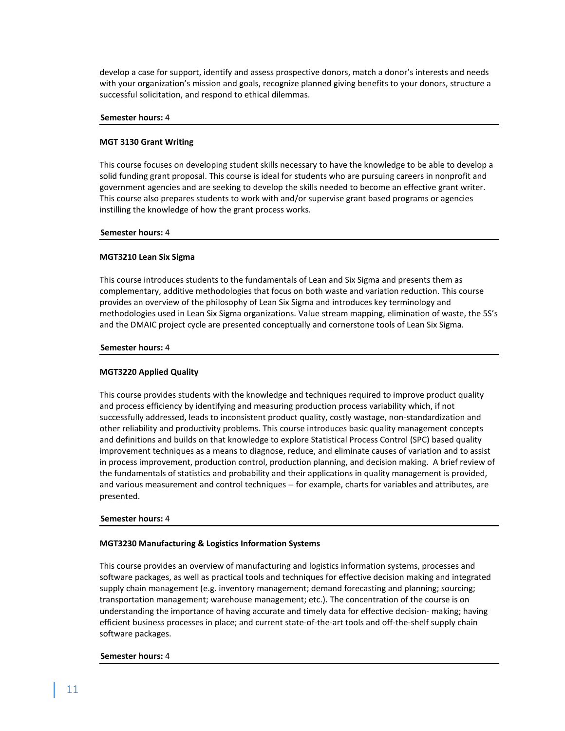develop a case for support, identify and assess prospective donors, match a donor's interests and needs with your organization's mission and goals, recognize planned giving benefits to your donors, structure a successful solicitation, and respond to ethical dilemmas.

**Semester hours:** 4

---

**MGT 3130 Grant Writing**

This course focuses on developing student skills necessary to have the knowledge to be able to develop a solid funding grant proposal. This course is ideal for students who are pursuing careers in nonprofit and government agencies and are seeking to develop the skills needed to become an effective grant writer. This course also prepares students to work with and/or supervise grant based programs or agencies instilling the knowledge of how the grant process works.

**Semester hours:** 4

---

**MGT3210 Lean Six Sigma**

This course introduces students to the fundamentals of Lean and Six Sigma and presents them as complementary, additive methodologies that focus on both waste and variation reduction. This course provides an overview of the philosophy of Lean Six Sigma and introduces key terminology and methodologies used in Lean Six Sigma organizations. Value stream mapping, elimination of waste, the 5S's and the DMAIC project cycle are presented conceptually and cornerstone tools of Lean Six Sigma.

**Semester hours:** 4

---

**MGT3220 Applied Quality**

This course provides students with the knowledge and techniques required to improve product quality and process efficiency by identifying and measuring production process variability which, if not successfully addressed, leads to inconsistent product quality, costly wastage, non-standardization and other reliability and productivity problems. This course introduces basic quality management concepts and definitions and builds on that knowledge to explore Statistical Process Control (SPC) based quality improvement techniques as a means to diagnose, reduce, and eliminate causes of variation and to assist in process improvement, production control, production planning, and decision making. A brief review of the fundamentals of statistics and probability and their applications in quality management is provided, and various measurement and control techniques -- for example, charts for variables and attributes, are presented.

**Semester hours:** 4

---

**MGT3230 Manufacturing & Logistics Information Systems**

This course provides an overview of manufacturing and logistics information systems, processes and software packages, as well as practical tools and techniques for effective decision making and integrated supply chain management (e.g. inventory management; demand forecasting and planning; sourcing; transportation management; warehouse management; etc.). The concentration of the course is on understanding the importance of having accurate and timely data for effective decision- making; having efficient business processes in place; and current state-of-the-art tools and off-the-shelf supply chain software packages.

**Semester hours:** 4

---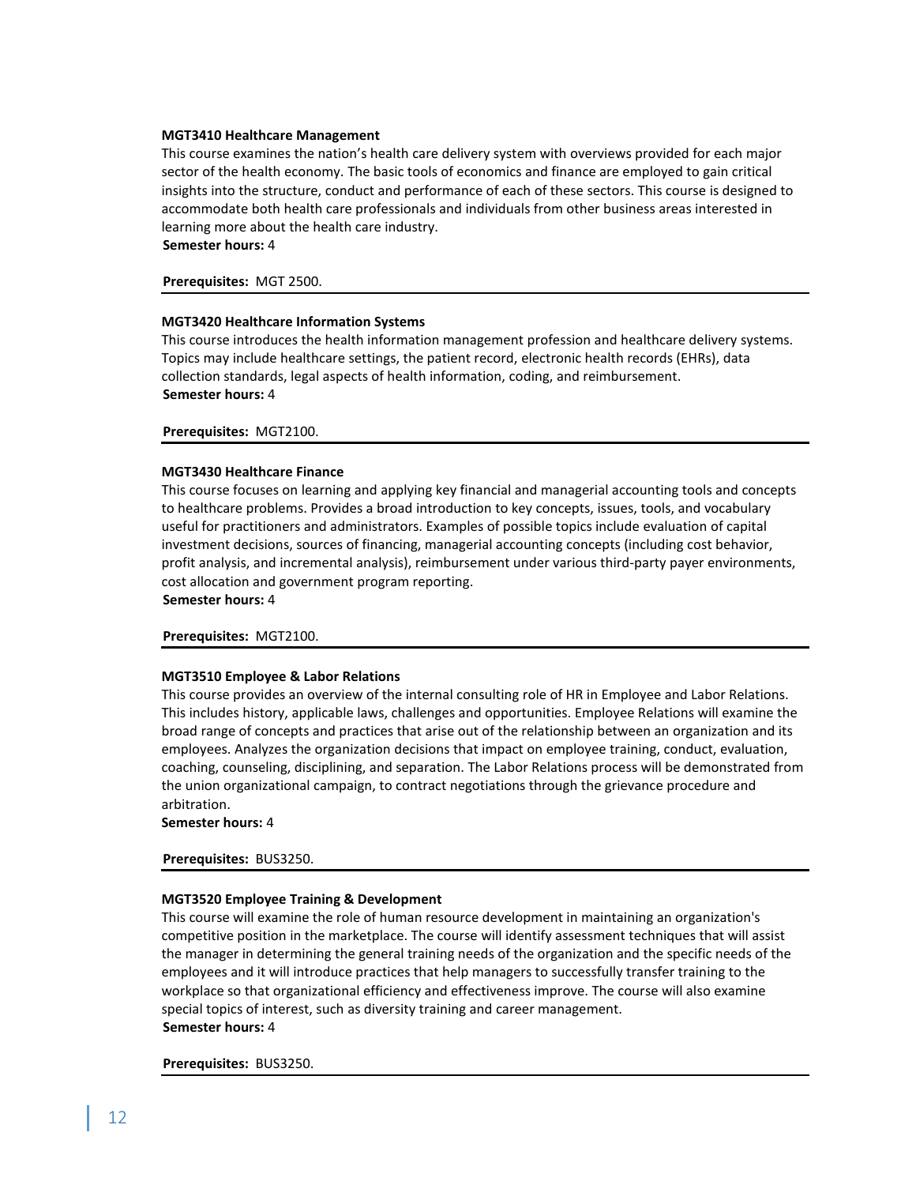**MGT3410 Healthcare Management**

This course examines the nation's health care delivery system with overviews provided for each major sector of the health economy. The basic tools of economics and finance are employed to gain critical insights into the structure, conduct and performance of each of these sectors. This course is designed to accommodate both health care professionals and individuals from other business areas interested in learning more about the health care industry.

**Semester hours:** 4

**Prerequisites:** MGT 2500.

---

**MGT3420 Healthcare Information Systems**

This course introduces the health information management profession and healthcare delivery systems. Topics may include healthcare settings, the patient record, electronic health records (EHRs), data collection standards, legal aspects of health information, coding, and reimbursement.

**Semester hours:** 4

**Prerequisites:** MGT2100.

---

**MGT3430 Healthcare Finance**

This course focuses on learning and applying key financial and managerial accounting tools and concepts to healthcare problems. Provides a broad introduction to key concepts, issues, tools, and vocabulary useful for practitioners and administrators. Examples of possible topics include evaluation of capital investment decisions, sources of financing, managerial accounting concepts (including cost behavior, profit analysis, and incremental analysis), reimbursement under various third-party payer environments, cost allocation and government program reporting.

**Semester hours:** 4

**Prerequisites:** MGT2100.

---

**MGT3510 Employee & Labor Relations**

This course provides an overview of the internal consulting role of HR in Employee and Labor Relations. This includes history, applicable laws, challenges and opportunities. Employee Relations will examine the broad range of concepts and practices that arise out of the relationship between an organization and its employees. Analyzes the organization decisions that impact on employee training, conduct, evaluation, coaching, counseling, disciplining, and separation. The Labor Relations process will be demonstrated from the union organizational campaign, to contract negotiations through the grievance procedure and arbitration.

**Semester hours:** 4

**Prerequisites:** BUS3250.

---

**MGT3520 Employee Training & Development**

This course will examine the role of human resource development in maintaining an organization's competitive position in the marketplace. The course will identify assessment techniques that will assist the manager in determining the general training needs of the organization and the specific needs of the employees and it will introduce practices that help managers to successfully transfer training to the workplace so that organizational efficiency and effectiveness improve. The course will also examine special topics of interest, such as diversity training and career management.

**Semester hours:** 4

**Prerequisites:** BUS3250.

---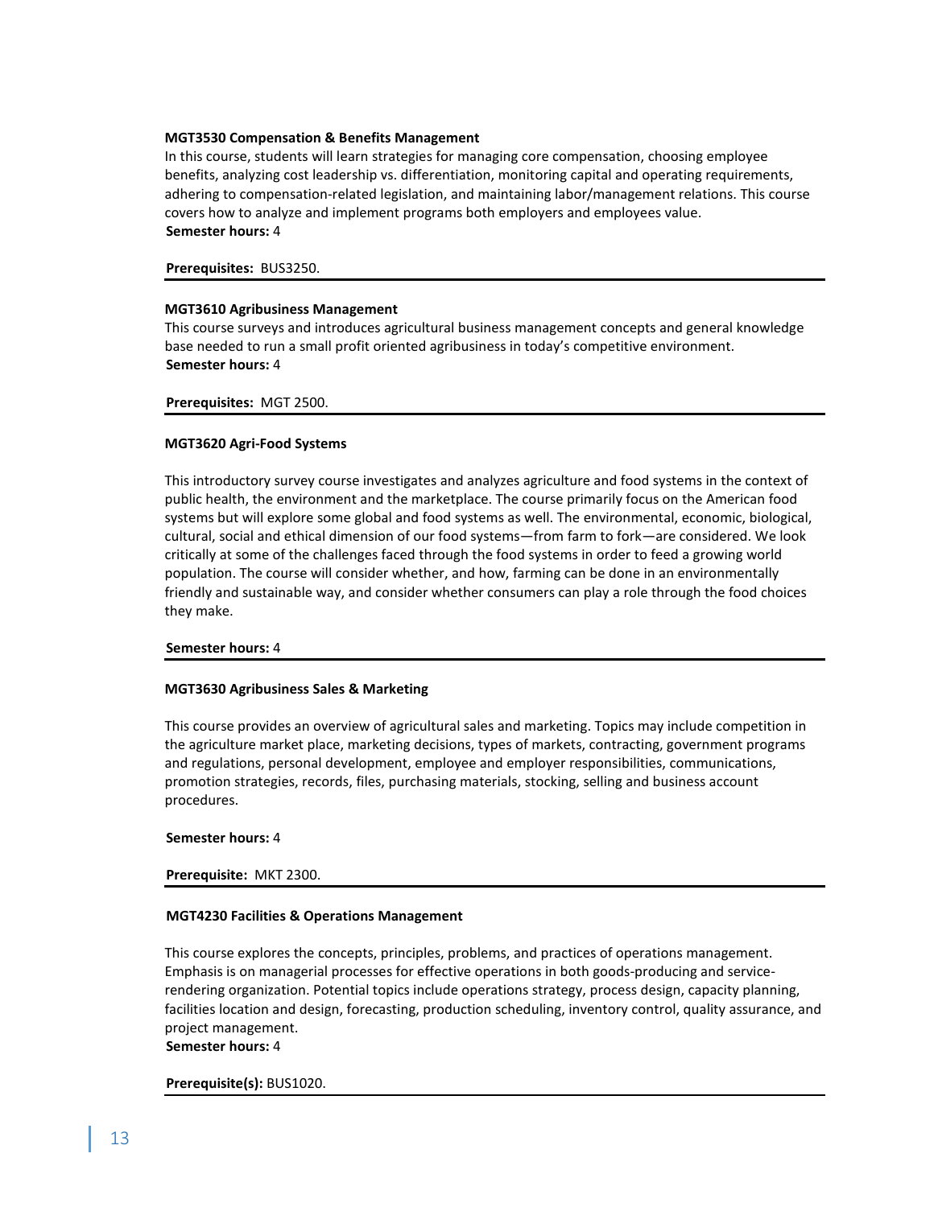**MGT3530 Compensation & Benefits Management**

In this course, students will learn strategies for managing core compensation, choosing employee benefits, analyzing cost leadership vs. differentiation, monitoring capital and operating requirements, adhering to compensation-related legislation, and maintaining labor/management relations. This course covers how to analyze and implement programs both employers and employees value.

**Semester hours:** 4

**Prerequisites:** BUS3250.

---

**MGT3610 Agribusiness Management**

This course surveys and introduces agricultural business management concepts and general knowledge base needed to run a small profit oriented agribusiness in today's competitive environment.

**Semester hours:** 4

**Prerequisites:** MGT 2500.

---

**MGT3620 Agri-Food Systems**

This introductory survey course investigates and analyzes agriculture and food systems in the context of public health, the environment and the marketplace. The course primarily focus on the American food systems but will explore some global and food systems as well. The environmental, economic, biological, cultural, social and ethical dimension of our food systems—from farm to fork—are considered. We look critically at some of the challenges faced through the food systems in order to feed a growing world population. The course will consider whether, and how, farming can be done in an environmentally friendly and sustainable way, and consider whether consumers can play a role through the food choices they make.

**Semester hours:** 4

---

**MGT3630 Agribusiness Sales & Marketing**

This course provides an overview of agricultural sales and marketing. Topics may include competition in the agriculture market place, marketing decisions, types of markets, contracting, government programs and regulations, personal development, employee and employer responsibilities, communications, promotion strategies, records, files, purchasing materials, stocking, selling and business account procedures.

**Semester hours:** 4

**Prerequisite:** MKT 2300.

---

**MGT4230 Facilities & Operations Management**

This course explores the concepts, principles, problems, and practices of operations management. Emphasis is on managerial processes for effective operations in both goods-producing and service-rendering organization. Potential topics include operations strategy, process design, capacity planning, facilities location and design, forecasting, production scheduling, inventory control, quality assurance, and project management.

**Semester hours:** 4

**Prerequisite(s):** BUS1020.

---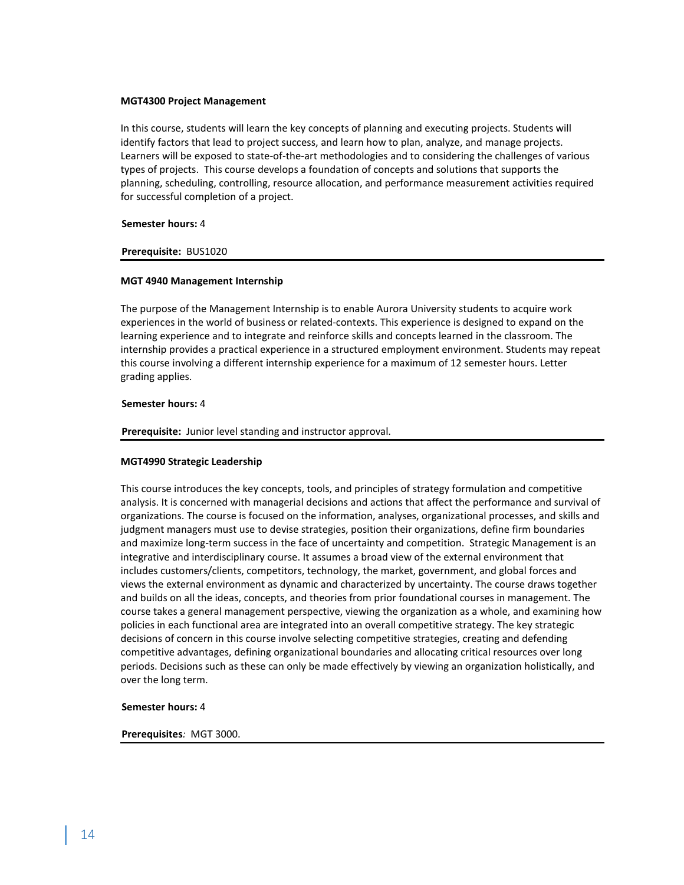**MGT4300 Project Management**

In this course, students will learn the key concepts of planning and executing projects. Students will identify factors that lead to project success, and learn how to plan, analyze, and manage projects. Learners will be exposed to state-of-the-art methodologies and to considering the challenges of various types of projects. This course develops a foundation of concepts and solutions that supports the planning, scheduling, controlling, resource allocation, and performance measurement activities required for successful completion of a project.

**Semester hours:** 4

**Prerequisite:** BUS1020

---

**MGT 4940 Management Internship**

The purpose of the Management Internship is to enable Aurora University students to acquire work experiences in the world of business or related-contexts. This experience is designed to expand on the learning experience and to integrate and reinforce skills and concepts learned in the classroom. The internship provides a practical experience in a structured employment environment. Students may repeat this course involving a different internship experience for a maximum of 12 semester hours. Letter grading applies.

**Semester hours:** 4

**Prerequisite:** Junior level standing and instructor approval.

---

**MGT4990 Strategic Leadership**

This course introduces the key concepts, tools, and principles of strategy formulation and competitive analysis. It is concerned with managerial decisions and actions that affect the performance and survival of organizations. The course is focused on the information, analyses, organizational processes, and skills and judgment managers must use to devise strategies, position their organizations, define firm boundaries and maximize long-term success in the face of uncertainty and competition. Strategic Management is an integrative and interdisciplinary course. It assumes a broad view of the external environment that includes customers/clients, competitors, technology, the market, government, and global forces and views the external environment as dynamic and characterized by uncertainty. The course draws together and builds on all the ideas, concepts, and theories from prior foundational courses in management. The course takes a general management perspective, viewing the organization as a whole, and examining how policies in each functional area are integrated into an overall competitive strategy. The key strategic decisions of concern in this course involve selecting competitive strategies, creating and defending competitive advantages, defining organizational boundaries and allocating critical resources over long periods. Decisions such as these can only be made effectively by viewing an organization holistically, and over the long term.

**Semester hours:** 4

**Prerequisites***:* MGT 3000.

---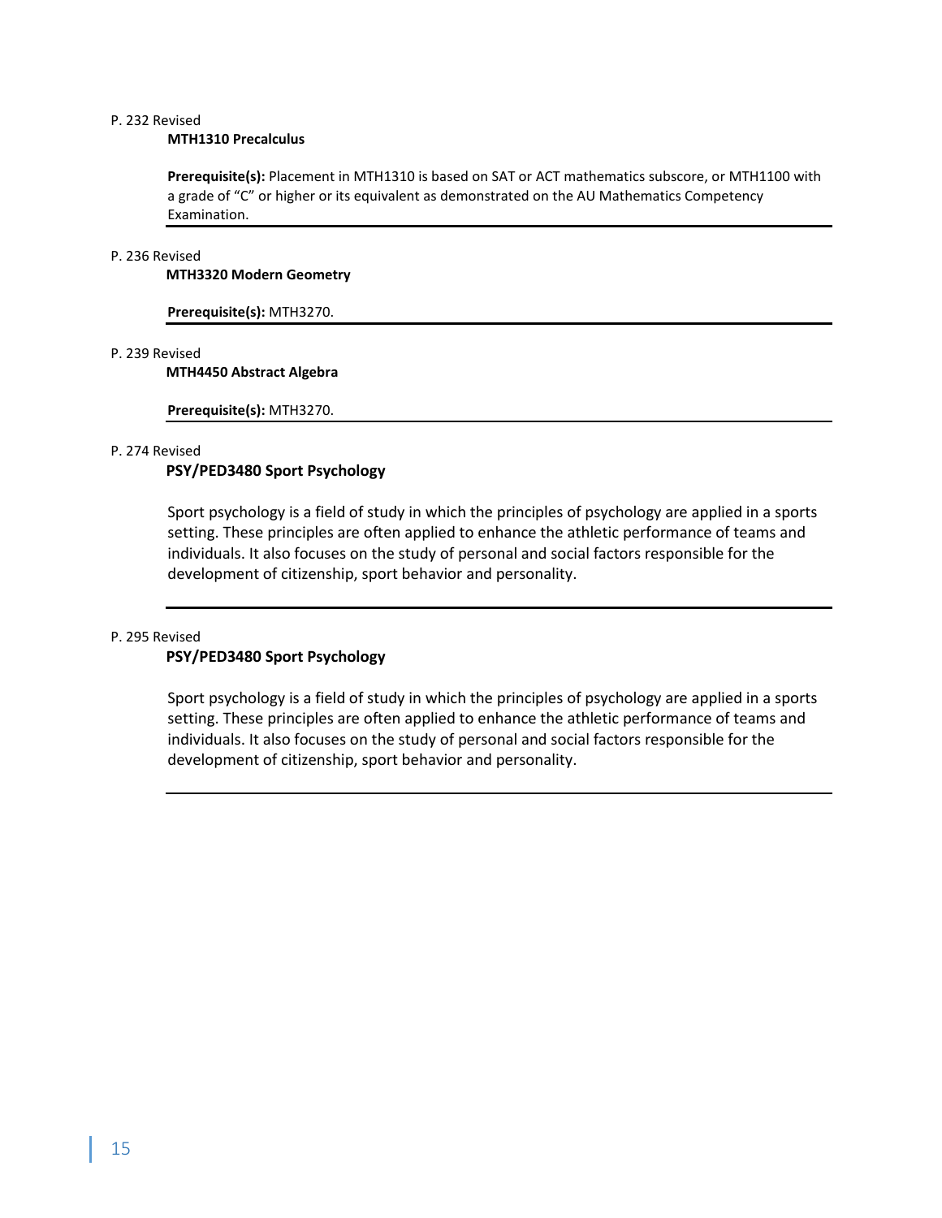P. 232 Revised

**MTH1310 Precalculus**

**Prerequisite(s):** Placement in MTH1310 is based on SAT or ACT mathematics subscore, or MTH1100 with a grade of "C" or higher or its equivalent as demonstrated on the AU Mathematics Competency Examination.

---

P. 236 Revised

**MTH3320 Modern Geometry**

**Prerequisite(s):** MTH3270.

---

P. 239 Revised

**MTH4450 Abstract Algebra**

**Prerequisite(s):** MTH3270.

---

P. 274 Revised

**PSY/PED3480 Sport Psychology**

Sport psychology is a field of study in which the principles of psychology are applied in a sports setting. These principles are often applied to enhance the athletic performance of teams and individuals. It also focuses on the study of personal and social factors responsible for the development of citizenship, sport behavior and personality.

---

P. 295 Revised

**PSY/PED3480 Sport Psychology**

Sport psychology is a field of study in which the principles of psychology are applied in a sports setting. These principles are often applied to enhance the athletic performance of teams and individuals. It also focuses on the study of personal and social factors responsible for the development of citizenship, sport behavior and personality.

---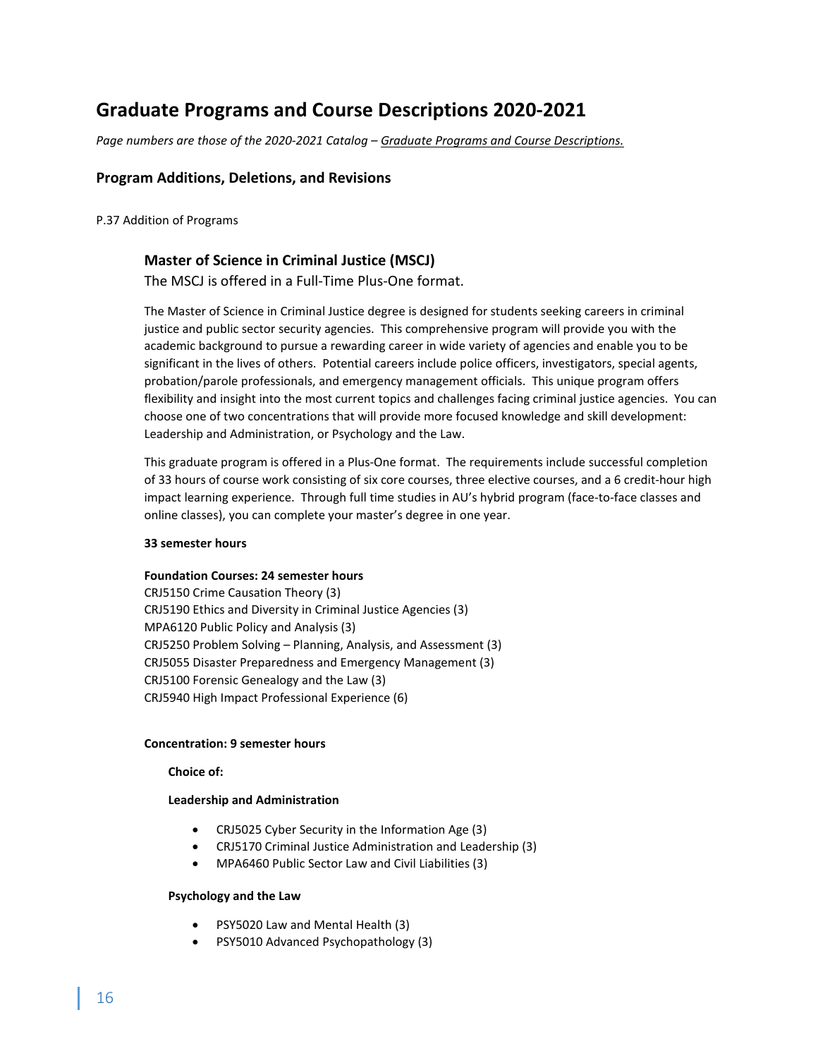# Graduate Programs and Course Descriptions 2020-2021

*Page numbers are those of the 2020-2021 Catalog – Graduate Programs and Course Descriptions.*

## Program Additions, Deletions, and Revisions

P.37 Addition of Programs

### Master of Science in Criminal Justice (MSCJ)

The MSCJ is offered in a Full-Time Plus-One format.

The Master of Science in Criminal Justice degree is designed for students seeking careers in criminal justice and public sector security agencies. This comprehensive program will provide you with the academic background to pursue a rewarding career in wide variety of agencies and enable you to be significant in the lives of others. Potential careers include police officers, investigators, special agents, probation/parole professionals, and emergency management officials. This unique program offers flexibility and insight into the most current topics and challenges facing criminal justice agencies. You can choose one of two concentrations that will provide more focused knowledge and skill development: Leadership and Administration, or Psychology and the Law.

This graduate program is offered in a Plus-One format. The requirements include successful completion of 33 hours of course work consisting of six core courses, three elective courses, and a 6 credit-hour high impact learning experience. Through full time studies in AU's hybrid program (face-to-face classes and online classes), you can complete your master's degree in one year.

**33 semester hours**

**Foundation Courses: 24 semester hours**
CRJ5150 Crime Causation Theory (3)
CRJ5190 Ethics and Diversity in Criminal Justice Agencies (3)
MPA6120 Public Policy and Analysis (3)
CRJ5250 Problem Solving – Planning, Analysis, and Assessment (3)
CRJ5055 Disaster Preparedness and Emergency Management (3)
CRJ5100 Forensic Genealogy and the Law (3)
CRJ5940 High Impact Professional Experience (6)

**Concentration: 9 semester hours**

**Choice of:**

**Leadership and Administration**

- CRJ5025 Cyber Security in the Information Age (3)
- CRJ5170 Criminal Justice Administration and Leadership (3)
- MPA6460 Public Sector Law and Civil Liabilities (3)

**Psychology and the Law**

- PSY5020 Law and Mental Health (3)
- PSY5010 Advanced Psychopathology (3)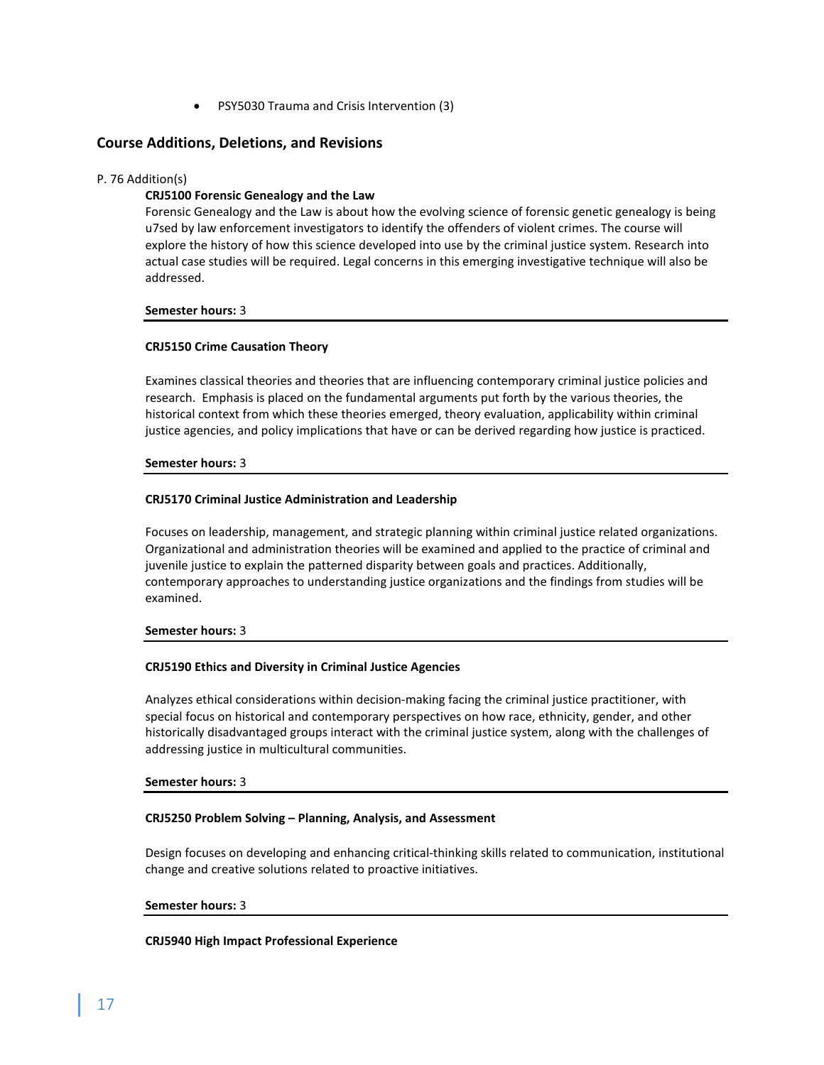- PSY5030 Trauma and Crisis Intervention (3)

## Course Additions, Deletions, and Revisions

P. 76 Addition(s)

**CRJ5100 Forensic Genealogy and the Law**

Forensic Genealogy and the Law is about how the evolving science of forensic genetic genealogy is being u7sed by law enforcement investigators to identify the offenders of violent crimes. The course will explore the history of how this science developed into use by the criminal justice system. Research into actual case studies will be required. Legal concerns in this emerging investigative technique will also be addressed.

**Semester hours:** 3

---

**CRJ5150 Crime Causation Theory**

Examines classical theories and theories that are influencing contemporary criminal justice policies and research. Emphasis is placed on the fundamental arguments put forth by the various theories, the historical context from which these theories emerged, theory evaluation, applicability within criminal justice agencies, and policy implications that have or can be derived regarding how justice is practiced.

**Semester hours:** 3

---

**CRJ5170 Criminal Justice Administration and Leadership**

Focuses on leadership, management, and strategic planning within criminal justice related organizations. Organizational and administration theories will be examined and applied to the practice of criminal and juvenile justice to explain the patterned disparity between goals and practices. Additionally, contemporary approaches to understanding justice organizations and the findings from studies will be examined.

**Semester hours:** 3

---

**CRJ5190 Ethics and Diversity in Criminal Justice Agencies**

Analyzes ethical considerations within decision-making facing the criminal justice practitioner, with special focus on historical and contemporary perspectives on how race, ethnicity, gender, and other historically disadvantaged groups interact with the criminal justice system, along with the challenges of addressing justice in multicultural communities.

**Semester hours:** 3

---

**CRJ5250 Problem Solving – Planning, Analysis, and Assessment**

Design focuses on developing and enhancing critical-thinking skills related to communication, institutional change and creative solutions related to proactive initiatives.

**Semester hours:** 3

---

**CRJ5940 High Impact Professional Experience**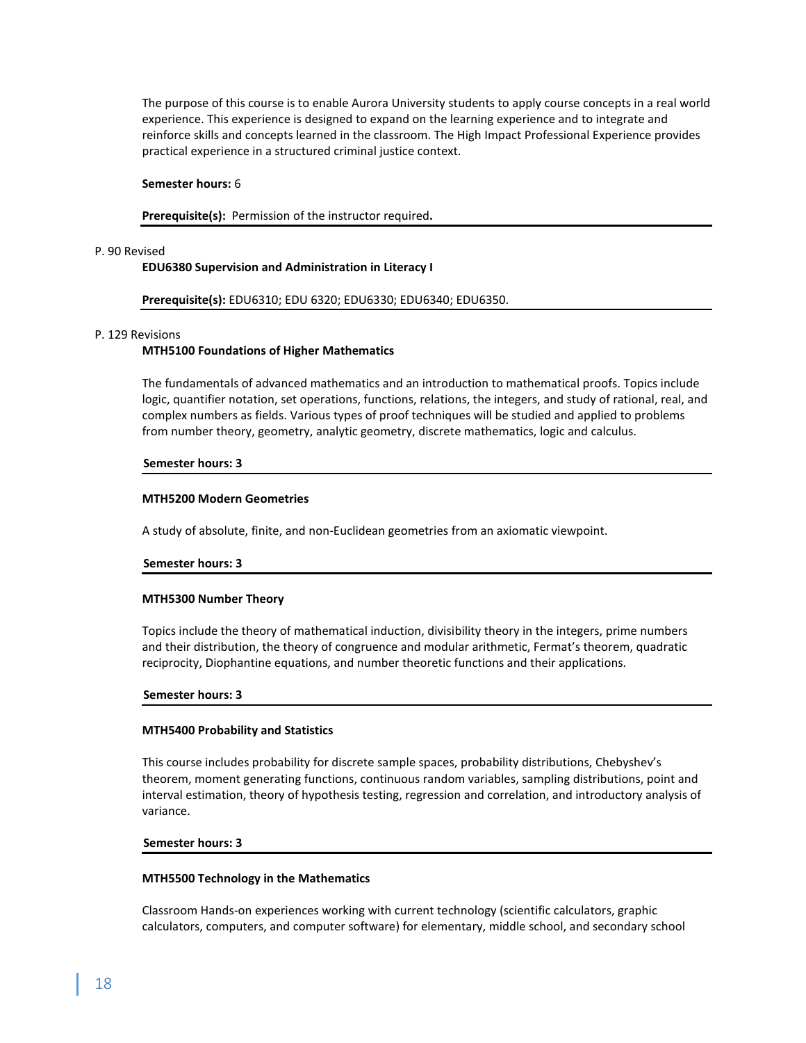The purpose of this course is to enable Aurora University students to apply course concepts in a real world experience. This experience is designed to expand on the learning experience and to integrate and reinforce skills and concepts learned in the classroom. The High Impact Professional Experience provides practical experience in a structured criminal justice context.

**Semester hours:** 6

**Prerequisite(s):** Permission of the instructor required**.**

---

P. 90 Revised

**EDU6380 Supervision and Administration in Literacy I**

**Prerequisite(s):** EDU6310; EDU 6320; EDU6330; EDU6340; EDU6350.

---

P. 129 Revisions

**MTH5100 Foundations of Higher Mathematics**

The fundamentals of advanced mathematics and an introduction to mathematical proofs. Topics include logic, quantifier notation, set operations, functions, relations, the integers, and study of rational, real, and complex numbers as fields. Various types of proof techniques will be studied and applied to problems from number theory, geometry, analytic geometry, discrete mathematics, logic and calculus.

**Semester hours: 3**

---

**MTH5200 Modern Geometries**

A study of absolute, finite, and non-Euclidean geometries from an axiomatic viewpoint.

**Semester hours: 3**

---

**MTH5300 Number Theory**

Topics include the theory of mathematical induction, divisibility theory in the integers, prime numbers and their distribution, the theory of congruence and modular arithmetic, Fermat's theorem, quadratic reciprocity, Diophantine equations, and number theoretic functions and their applications.

**Semester hours: 3**

---

**MTH5400 Probability and Statistics**

This course includes probability for discrete sample spaces, probability distributions, Chebyshev's theorem, moment generating functions, continuous random variables, sampling distributions, point and interval estimation, theory of hypothesis testing, regression and correlation, and introductory analysis of variance.

**Semester hours: 3**

---

**MTH5500 Technology in the Mathematics**

Classroom Hands-on experiences working with current technology (scientific calculators, graphic calculators, computers, and computer software) for elementary, middle school, and secondary school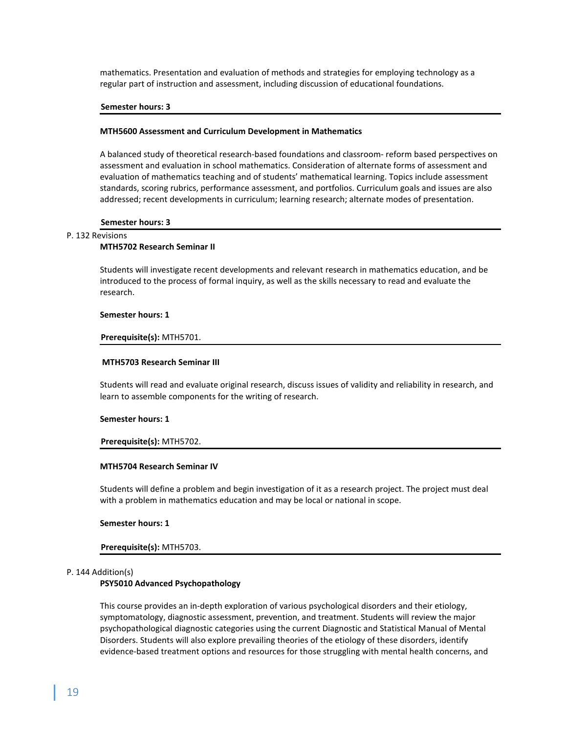mathematics. Presentation and evaluation of methods and strategies for employing technology as a regular part of instruction and assessment, including discussion of educational foundations.

**Semester hours: 3**

---

**MTH5600 Assessment and Curriculum Development in Mathematics**

A balanced study of theoretical research-based foundations and classroom- reform based perspectives on assessment and evaluation in school mathematics. Consideration of alternate forms of assessment and evaluation of mathematics teaching and of students' mathematical learning. Topics include assessment standards, scoring rubrics, performance assessment, and portfolios. Curriculum goals and issues are also addressed; recent developments in curriculum; learning research; alternate modes of presentation.

**Semester hours: 3**

---

P. 132 Revisions

**MTH5702 Research Seminar II**

Students will investigate recent developments and relevant research in mathematics education, and be introduced to the process of formal inquiry, as well as the skills necessary to read and evaluate the research.

**Semester hours: 1**

**Prerequisite(s):** MTH5701.

---

**MTH5703 Research Seminar III**

Students will read and evaluate original research, discuss issues of validity and reliability in research, and learn to assemble components for the writing of research.

**Semester hours: 1**

**Prerequisite(s):** MTH5702.

---

**MTH5704 Research Seminar IV**

Students will define a problem and begin investigation of it as a research project. The project must deal with a problem in mathematics education and may be local or national in scope.

**Semester hours: 1**

**Prerequisite(s):** MTH5703.

---

P. 144 Addition(s)

**PSY5010 Advanced Psychopathology**

This course provides an in-depth exploration of various psychological disorders and their etiology, symptomatology, diagnostic assessment, prevention, and treatment. Students will review the major psychopathological diagnostic categories using the current Diagnostic and Statistical Manual of Mental Disorders. Students will also explore prevailing theories of the etiology of these disorders, identify evidence-based treatment options and resources for those struggling with mental health concerns, and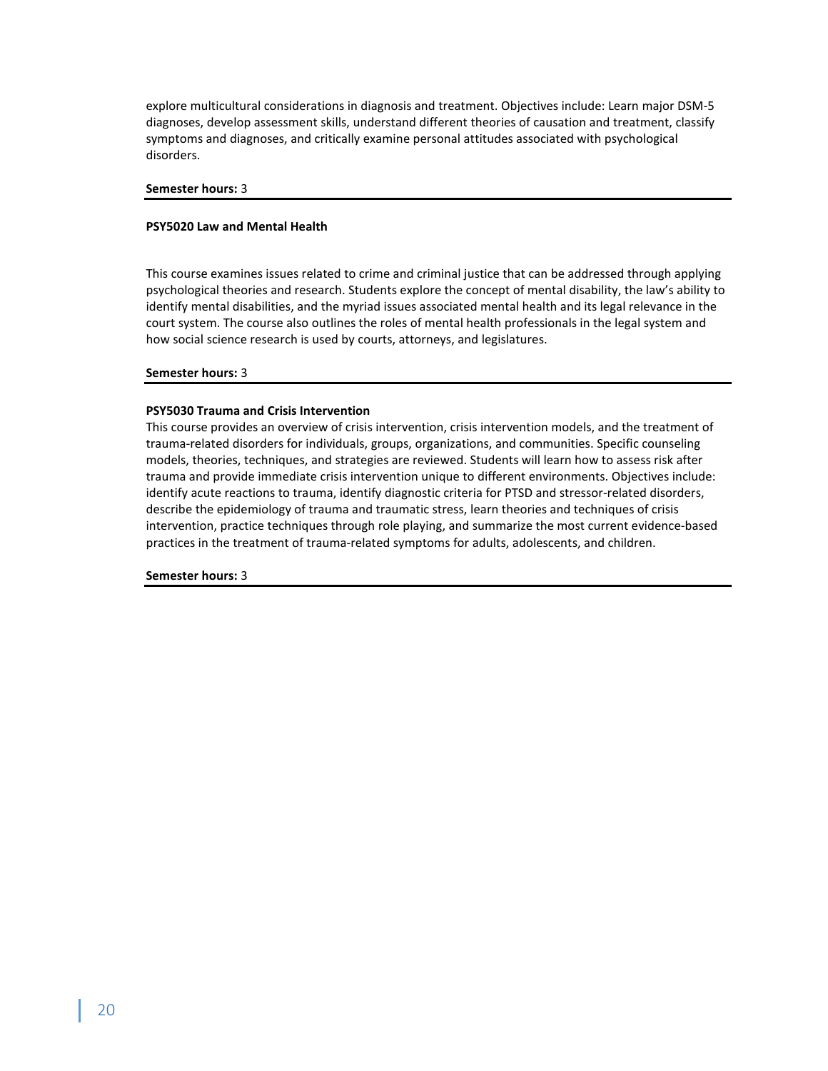explore multicultural considerations in diagnosis and treatment. Objectives include: Learn major DSM-5 diagnoses, develop assessment skills, understand different theories of causation and treatment, classify symptoms and diagnoses, and critically examine personal attitudes associated with psychological disorders.

**Semester hours:** 3

---

**PSY5020 Law and Mental Health**

This course examines issues related to crime and criminal justice that can be addressed through applying psychological theories and research. Students explore the concept of mental disability, the law's ability to identify mental disabilities, and the myriad issues associated mental health and its legal relevance in the court system. The course also outlines the roles of mental health professionals in the legal system and how social science research is used by courts, attorneys, and legislatures.

**Semester hours:** 3

---

**PSY5030 Trauma and Crisis Intervention**

This course provides an overview of crisis intervention, crisis intervention models, and the treatment of trauma-related disorders for individuals, groups, organizations, and communities. Specific counseling models, theories, techniques, and strategies are reviewed. Students will learn how to assess risk after trauma and provide immediate crisis intervention unique to different environments. Objectives include: identify acute reactions to trauma, identify diagnostic criteria for PTSD and stressor-related disorders, describe the epidemiology of trauma and traumatic stress, learn theories and techniques of crisis intervention, practice techniques through role playing, and summarize the most current evidence-based practices in the treatment of trauma-related symptoms for adults, adolescents, and children.

**Semester hours:** 3

---